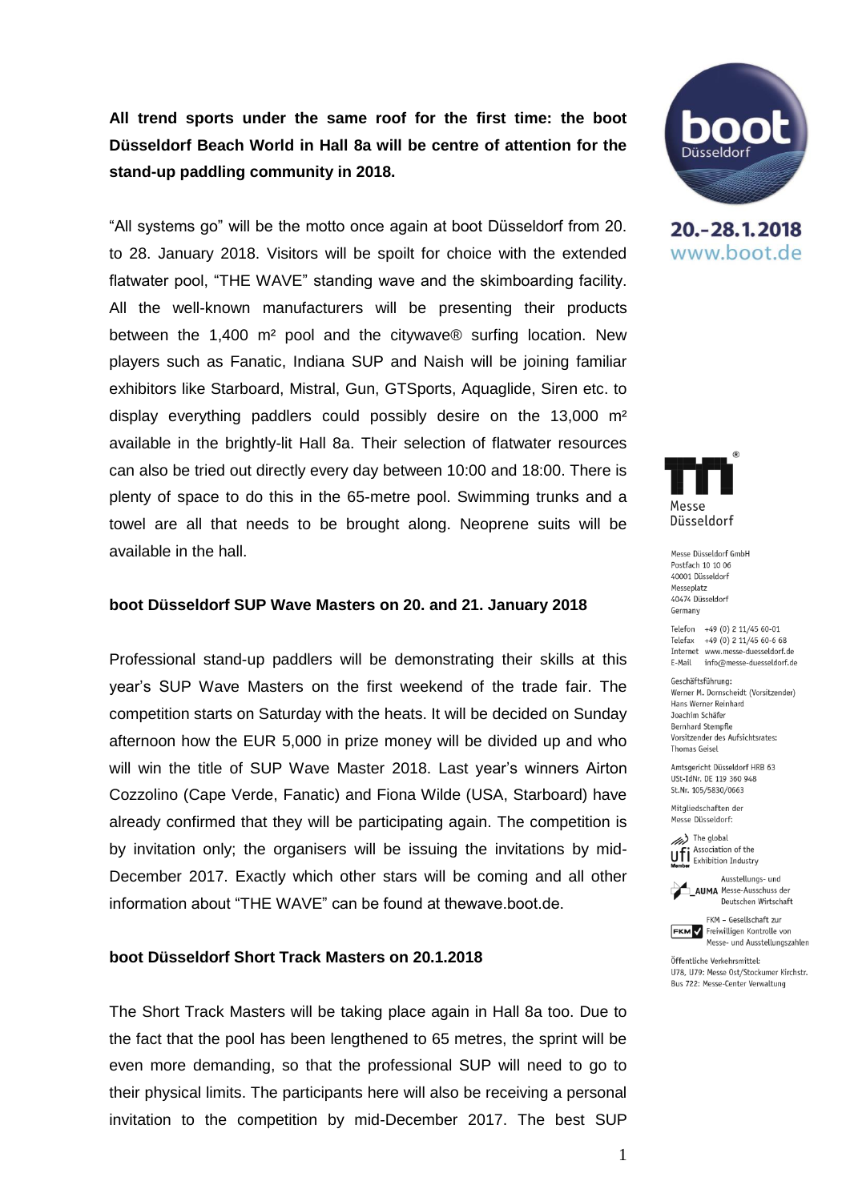**All trend sports under the same roof for the first time: the boot Düsseldorf Beach World in Hall 8a will be centre of attention for the stand-up paddling community in 2018.**

"All systems go" will be the motto once again at boot Düsseldorf from 20. to 28. January 2018. Visitors will be spoilt for choice with the extended flatwater pool, "THE WAVE" standing wave and the skimboarding facility. All the well-known manufacturers will be presenting their products between the 1,400 m² pool and the citywave® surfing location. New players such as Fanatic, Indiana SUP and Naish will be joining familiar exhibitors like Starboard, Mistral, Gun, GTSports, Aquaglide, Siren etc. to display everything paddlers could possibly desire on the 13,000 m² available in the brightly-lit Hall 8a. Their selection of flatwater resources can also be tried out directly every day between 10:00 and 18:00. There is plenty of space to do this in the 65-metre pool. Swimming trunks and a towel are all that needs to be brought along. Neoprene suits will be available in the hall.

**boot Düsseldorf SUP Wave Masters on 20. and 21. January 2018**

Professional stand-up paddlers will be demonstrating their skills at this year's SUP Wave Masters on the first weekend of the trade fair. The competition starts on Saturday with the heats. It will be decided on Sunday afternoon how the EUR 5,000 in prize money will be divided up and who will win the title of SUP Wave Master 2018. Last year's winners Airton Cozzolino (Cape Verde, Fanatic) and Fiona Wilde (USA, Starboard) have already confirmed that they will be participating again. The competition is by invitation only; the organisers will be issuing the invitations by mid-December 2017. Exactly which other stars will be coming and all other information about "THE WAVE" can be found at thewave.boot.de.

**boot Düsseldorf Short Track Masters on 20.1.2018**

The Short Track Masters will be taking place again in Hall 8a too. Due to the fact that the pool has been lengthened to 65 metres, the sprint will be even more demanding, so that the professional SUP will need to go to their physical limits. The participants here will also be receiving a personal invitation to the competition by mid-December 2017. The best SUP

20.-28.1.2018
www.boot.de

Messe Düsseldorf

Messe Düsseldorf GmbH
Postfach 10 10 06
40001 Düsseldorf
Messeplatz
40474 Düsseldorf
Germany

Telefon +49 (0) 2 11/45 60-01
Telefax +49 (0) 2 11/45 60-6 68
Internet www.messe-duesseldorf.de
E-Mail info@messe-duesseldorf.de

Geschäftsführung:
Werner M. Dornscheidt (Vorsitzender)
Hans Werner Reinhard
Joachim Schäfer
Bernhard Stempfle
Vorsitzender des Aufsichtsrates:
Thomas Geisel

Amtsgericht Düsseldorf HRB 63
USt-IdNr. DE 119 360 948
St.Nr. 105/5830/0663

Mitgliedschaften der
Messe Düsseldorf:

The global Association of the Exhibition Industry

Ausstellungs- und Messe-Ausschuss der Deutschen Wirtschaft

FKM – Gesellschaft zur Freiwilligen Kontrolle von Messe- und Ausstellungszahlen

Öffentliche Verkehrsmittel:
U78, U79: Messe Ost/Stockumer Kirchstr.
Bus 722: Messe-Center Verwaltung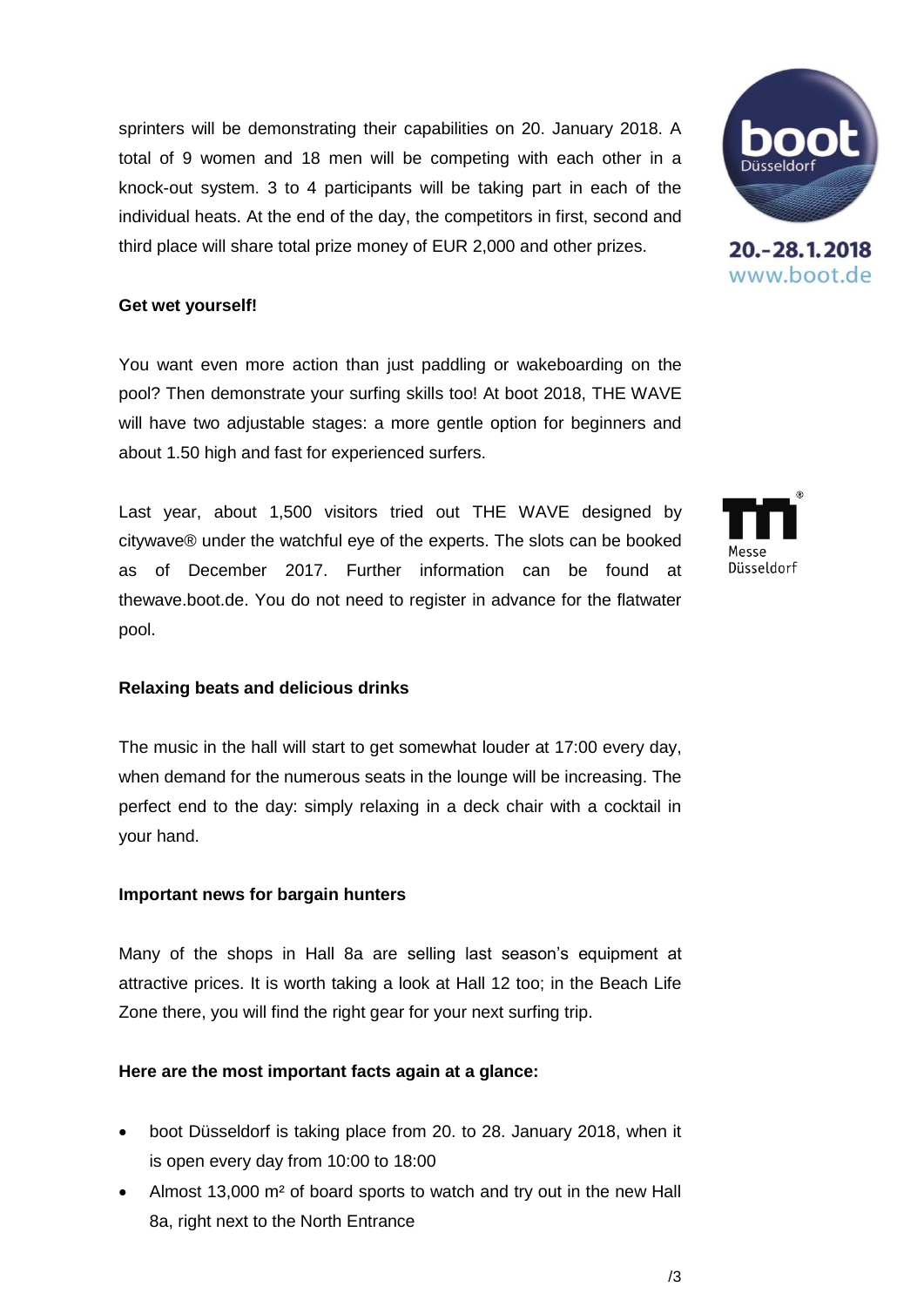sprinters will be demonstrating their capabilities on 20. January 2018. A total of 9 women and 18 men will be competing with each other in a knock-out system. 3 to 4 participants will be taking part in each of the individual heats. At the end of the day, the competitors in first, second and third place will share total prize money of EUR 2,000 and other prizes.

**Get wet yourself!**

You want even more action than just paddling or wakeboarding on the pool? Then demonstrate your surfing skills too! At boot 2018, THE WAVE will have two adjustable stages: a more gentle option for beginners and about 1.50 high and fast for experienced surfers.

Last year, about 1,500 visitors tried out THE WAVE designed by citywave® under the watchful eye of the experts. The slots can be booked as of December 2017. Further information can be found at thewave.boot.de. You do not need to register in advance for the flatwater pool.

**Relaxing beats and delicious drinks**

The music in the hall will start to get somewhat louder at 17:00 every day, when demand for the numerous seats in the lounge will be increasing. The perfect end to the day: simply relaxing in a deck chair with a cocktail in your hand.

**Important news for bargain hunters**

Many of the shops in Hall 8a are selling last season's equipment at attractive prices. It is worth taking a look at Hall 12 too; in the Beach Life Zone there, you will find the right gear for your next surfing trip.

**Here are the most important facts again at a glance:**

- boot Düsseldorf is taking place from 20. to 28. January 2018, when it is open every day from 10:00 to 18:00
- Almost 13,000 m² of board sports to watch and try out in the new Hall 8a, right next to the North Entrance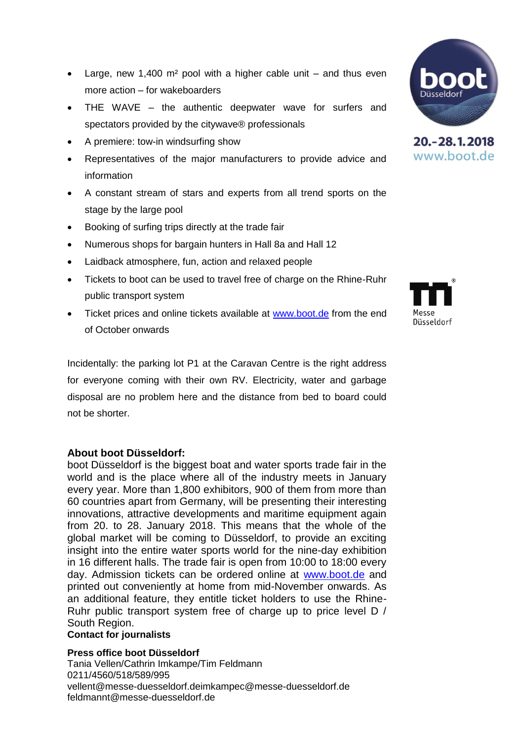- Large, new 1,400 m² pool with a higher cable unit – and thus even more action – for wakeboarders
- THE WAVE – the authentic deepwater wave for surfers and spectators provided by the citywave® professionals
- A premiere: tow-in windsurfing show
- Representatives of the major manufacturers to provide advice and information
- A constant stream of stars and experts from all trend sports on the stage by the large pool
- Booking of surfing trips directly at the trade fair
- Numerous shops for bargain hunters in Hall 8a and Hall 12
- Laidback atmosphere, fun, action and relaxed people
- Tickets to boot can be used to travel free of charge on the Rhine-Ruhr public transport system
- Ticket prices and online tickets available at www.boot.de from the end of October onwards

Incidentally: the parking lot P1 at the Caravan Centre is the right address for everyone coming with their own RV. Electricity, water and garbage disposal are no problem here and the distance from bed to board could not be shorter.

**About boot Düsseldorf:**
boot Düsseldorf is the biggest boat and water sports trade fair in the world and is the place where all of the industry meets in January every year. More than 1,800 exhibitors, 900 of them from more than 60 countries apart from Germany, will be presenting their interesting innovations, attractive developments and maritime equipment again from 20. to 28. January 2018. This means that the whole of the global market will be coming to Düsseldorf, to provide an exciting insight into the entire water sports world for the nine-day exhibition in 16 different halls. The trade fair is open from 10:00 to 18:00 every day. Admission tickets can be ordered online at www.boot.de and printed out conveniently at home from mid-November onwards. As an additional feature, they entitle ticket holders to use the Rhine-Ruhr public transport system free of charge up to price level D / South Region.

**Contact for journalists**

**Press office boot Düsseldorf**
Tania Vellen/Cathrin Imkampe/Tim Feldmann
0211/4560/518/589/995
vellent@messe-duesseldorf.deimkampec@messe-duesseldorf.de
feldmannt@messe-duesseldorf.de